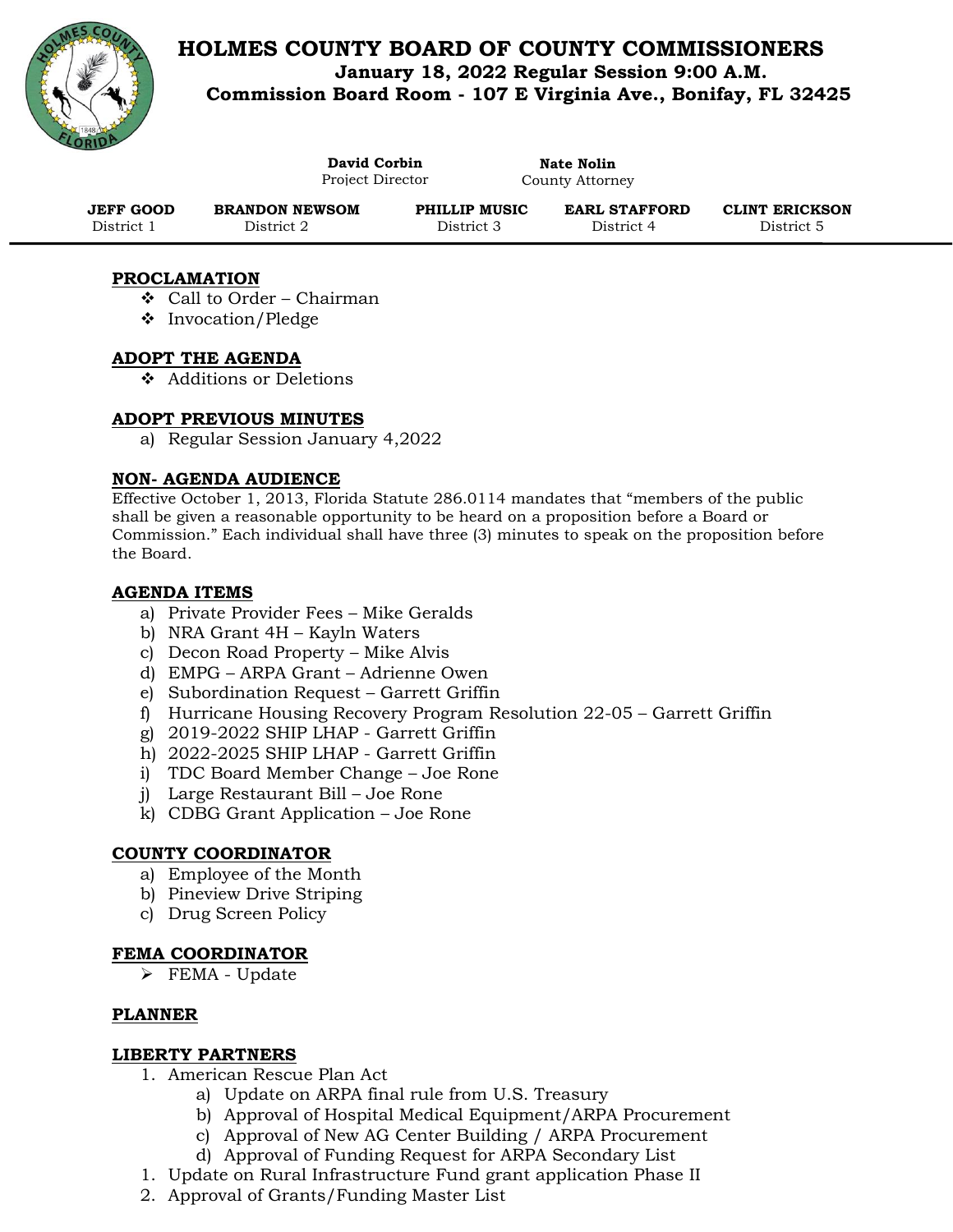# HOLMES COUNTY BOARD OF COUNTY COMMISSIONERS

**January 18, 2022 Regular Session 9:00 A.M.**

**Commission Board Room - 107 E Virginia Ave., Bonifay, FL 32425**

**David Corbin**
Project Director

**Nate Nolin**
County Attorney

| **JEFF GOOD** | **BRANDON NEWSOM** | **PHILLIP MUSIC** | **EARL STAFFORD** | **CLINT ERICKSON** |
|---|---|---|---|---|
| District 1 | District 2 | District 3 | District 4 | District 5 |

## PROCLAMATION

- Call to Order – Chairman
- Invocation/Pledge

## ADOPT THE AGENDA

- Additions or Deletions

## ADOPT PREVIOUS MINUTES

a) Regular Session January 4,2022

## NON- AGENDA AUDIENCE

Effective October 1, 2013, Florida Statute 286.0114 mandates that "members of the public shall be given a reasonable opportunity to be heard on a proposition before a Board or Commission." Each individual shall have three (3) minutes to speak on the proposition before the Board.

## AGENDA ITEMS

a) Private Provider Fees – Mike Geralds
b) NRA Grant 4H – Kayln Waters
c) Decon Road Property – Mike Alvis
d) EMPG – ARPA Grant – Adrienne Owen
e) Subordination Request – Garrett Griffin
f) Hurricane Housing Recovery Program Resolution 22-05 – Garrett Griffin
g) 2019-2022 SHIP LHAP - Garrett Griffin
h) 2022-2025 SHIP LHAP - Garrett Griffin
i) TDC Board Member Change – Joe Rone
j) Large Restaurant Bill – Joe Rone
k) CDBG Grant Application – Joe Rone

## COUNTY COORDINATOR

a) Employee of the Month
b) Pineview Drive Striping
c) Drug Screen Policy

## FEMA COORDINATOR

- FEMA - Update

## PLANNER

## LIBERTY PARTNERS

1. American Rescue Plan Act
   a) Update on ARPA final rule from U.S. Treasury
   b) Approval of Hospital Medical Equipment/ARPA Procurement
   c) Approval of New AG Center Building / ARPA Procurement
   d) Approval of Funding Request for ARPA Secondary List
1. Update on Rural Infrastructure Fund grant application Phase II
2. Approval of Grants/Funding Master List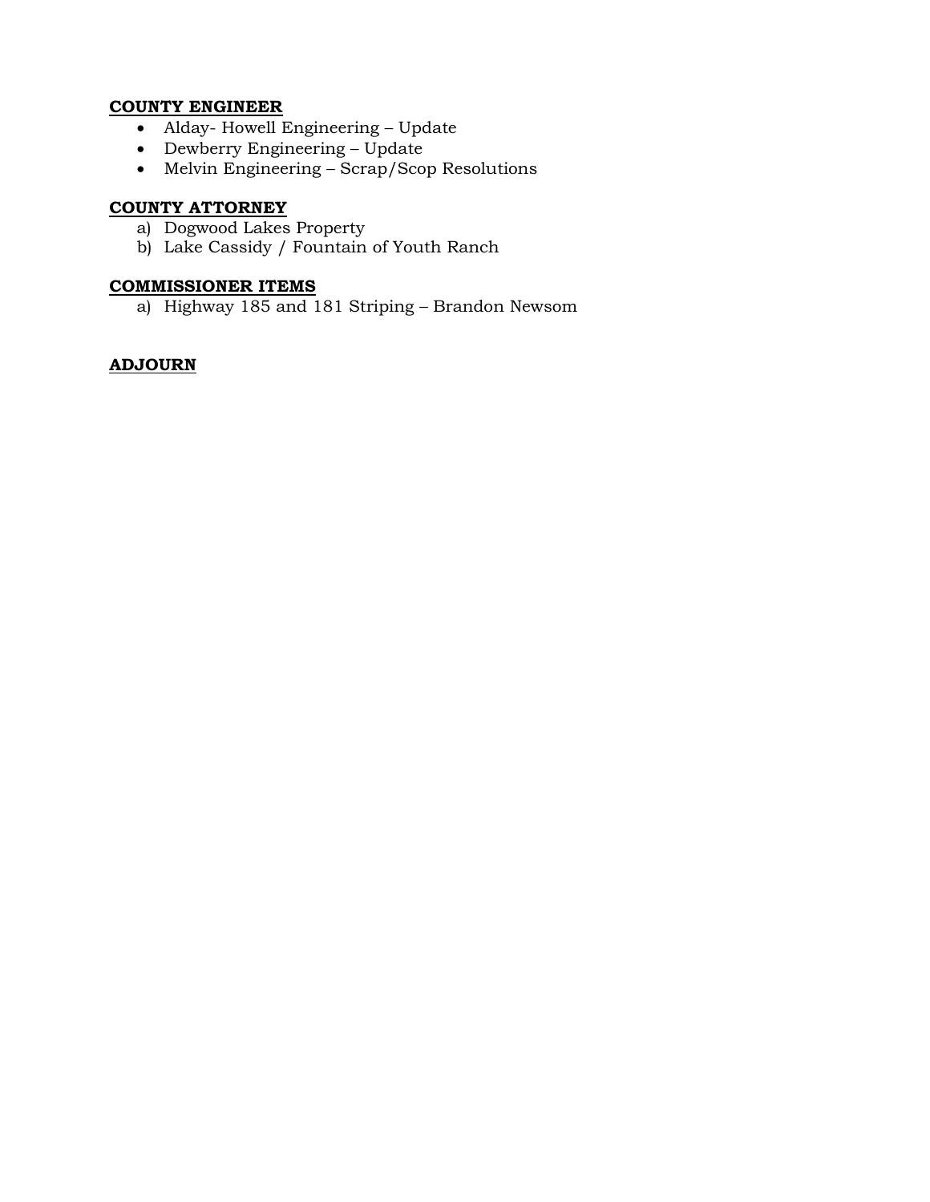**COUNTY ENGINEER**

- Alday- Howell Engineering – Update
- Dewberry Engineering – Update
- Melvin Engineering – Scrap/Scop Resolutions

**COUNTY ATTORNEY**

a) Dogwood Lakes Property
b) Lake Cassidy / Fountain of Youth Ranch

**COMMISSIONER ITEMS**

a) Highway 185 and 181 Striping – Brandon Newsom

**ADJOURN**